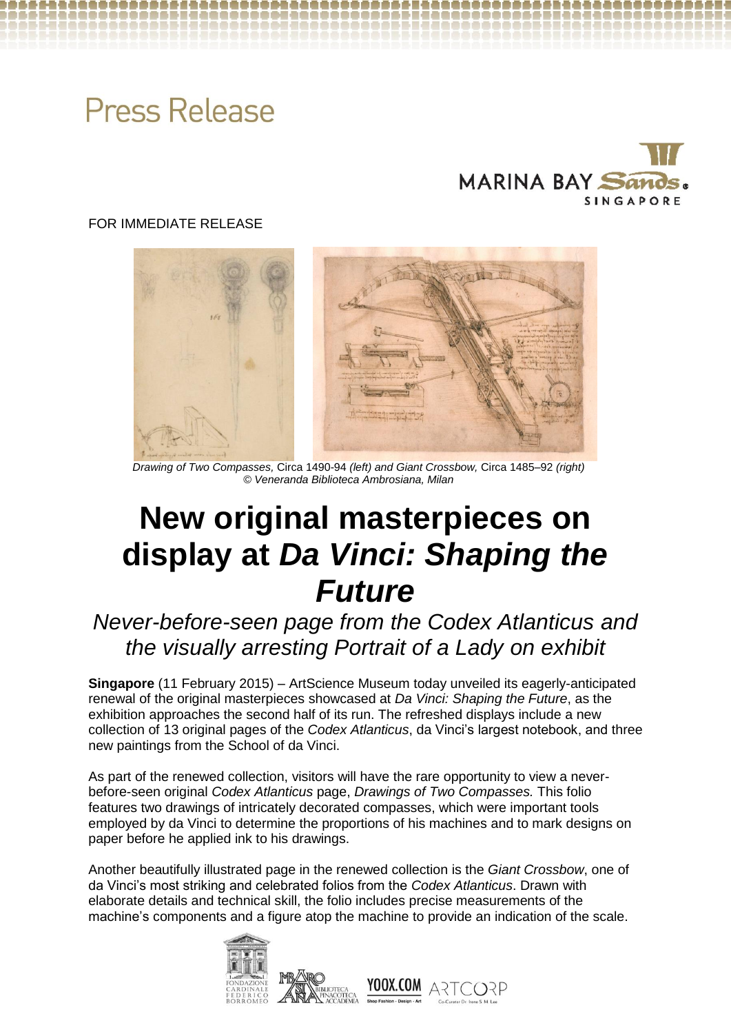Press Release

FOR IMMEDIATE RELEASE

*Drawing of Two Compasses,* Circa 1490-94 *(left) and Giant Crossbow,* Circa 1485–92 *(right)*
*© Veneranda Biblioteca Ambrosiana, Milan*

# New original masterpieces on display at *Da Vinci: Shaping the Future*

## *Never-before-seen page from the Codex Atlanticus and the visually arresting Portrait of a Lady on exhibit*

**Singapore** (11 February 2015) – ArtScience Museum today unveiled its eagerly-anticipated renewal of the original masterpieces showcased at *Da Vinci: Shaping the Future*, as the exhibition approaches the second half of its run. The refreshed displays include a new collection of 13 original pages of the *Codex Atlanticus*, da Vinci's largest notebook, and three new paintings from the School of da Vinci.

As part of the renewed collection, visitors will have the rare opportunity to view a never-before-seen original *Codex Atlanticus* page, *Drawings of Two Compasses.* This folio features two drawings of intricately decorated compasses, which were important tools employed by da Vinci to determine the proportions of his machines and to mark designs on paper before he applied ink to his drawings.

Another beautifully illustrated page in the renewed collection is the *Giant Crossbow*, one of da Vinci's most striking and celebrated folios from the *Codex Atlanticus*. Drawn with elaborate details and technical skill, the folio includes precise measurements of the machine's components and a figure atop the machine to provide an indication of the scale.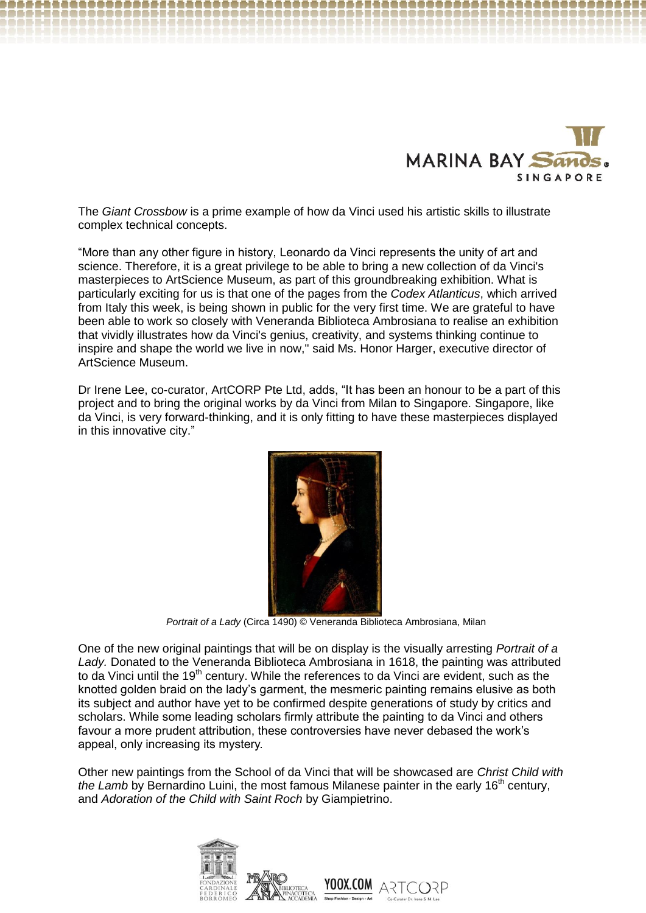The *Giant Crossbow* is a prime example of how da Vinci used his artistic skills to illustrate complex technical concepts.

"More than any other figure in history, Leonardo da Vinci represents the unity of art and science. Therefore, it is a great privilege to be able to bring a new collection of da Vinci's masterpieces to ArtScience Museum, as part of this groundbreaking exhibition. What is particularly exciting for us is that one of the pages from the *Codex Atlanticus*, which arrived from Italy this week, is being shown in public for the very first time. We are grateful to have been able to work so closely with Veneranda Biblioteca Ambrosiana to realise an exhibition that vividly illustrates how da Vinci's genius, creativity, and systems thinking continue to inspire and shape the world we live in now," said Ms. Honor Harger, executive director of ArtScience Museum.

Dr Irene Lee, co-curator, ArtCORP Pte Ltd, adds, "It has been an honour to be a part of this project and to bring the original works by da Vinci from Milan to Singapore. Singapore, like da Vinci, is very forward-thinking, and it is only fitting to have these masterpieces displayed in this innovative city."

*Portrait of a Lady* (Circa 1490) © Veneranda Biblioteca Ambrosiana, Milan

One of the new original paintings that will be on display is the visually arresting *Portrait of a Lady.* Donated to the Veneranda Biblioteca Ambrosiana in 1618, the painting was attributed to da Vinci until the 19th century. While the references to da Vinci are evident, such as the knotted golden braid on the lady's garment, the mesmeric painting remains elusive as both its subject and author have yet to be confirmed despite generations of study by critics and scholars. While some leading scholars firmly attribute the painting to da Vinci and others favour a more prudent attribution, these controversies have never debased the work's appeal, only increasing its mystery.

Other new paintings from the School of da Vinci that will be showcased are *Christ Child with the Lamb* by Bernardino Luini, the most famous Milanese painter in the early 16th century, and *Adoration of the Child with Saint Roch* by Giampietrino.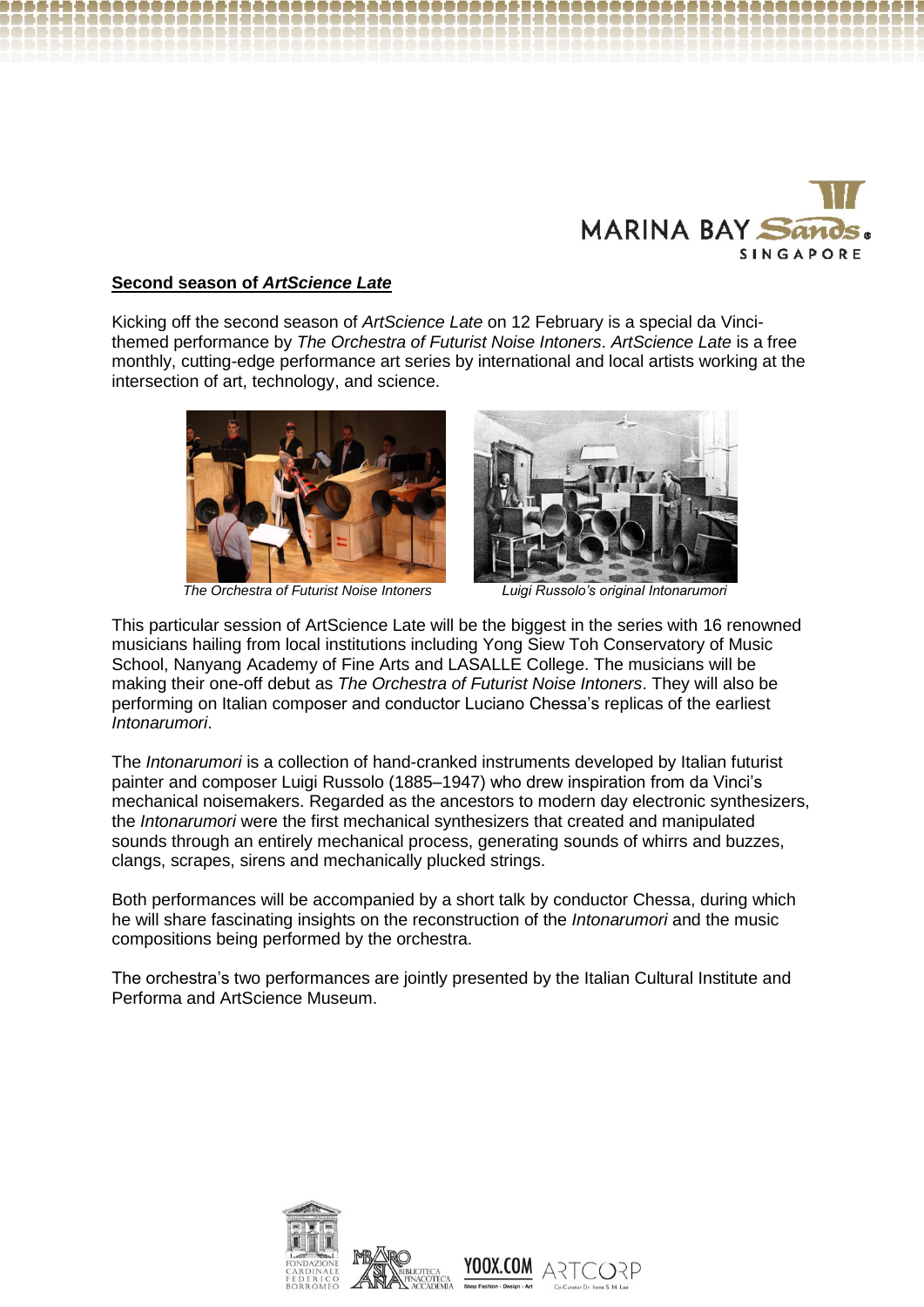## **Second season of *ArtScience Late***

Kicking off the second season of *ArtScience Late* on 12 February is a special da Vinci-themed performance by *The Orchestra of Futurist Noise Intoners*. *ArtScience Late* is a free monthly, cutting-edge performance art series by international and local artists working at the intersection of art, technology, and science.

*The Orchestra of Futurist Noise Intoners*

*Luigi Russolo's original Intonarumori*

This particular session of ArtScience Late will be the biggest in the series with 16 renowned musicians hailing from local institutions including Yong Siew Toh Conservatory of Music School, Nanyang Academy of Fine Arts and LASALLE College. The musicians will be making their one-off debut as *The Orchestra of Futurist Noise Intoners*. They will also be performing on Italian composer and conductor Luciano Chessa's replicas of the earliest *Intonarumori*.

The *Intonarumori* is a collection of hand-cranked instruments developed by Italian futurist painter and composer Luigi Russolo (1885–1947) who drew inspiration from da Vinci's mechanical noisemakers. Regarded as the ancestors to modern day electronic synthesizers, the *Intonarumori* were the first mechanical synthesizers that created and manipulated sounds through an entirely mechanical process, generating sounds of whirrs and buzzes, clangs, scrapes, sirens and mechanically plucked strings.

Both performances will be accompanied by a short talk by conductor Chessa, during which he will share fascinating insights on the reconstruction of the *Intonarumori* and the music compositions being performed by the orchestra.

The orchestra's two performances are jointly presented by the Italian Cultural Institute and Performa and ArtScience Museum.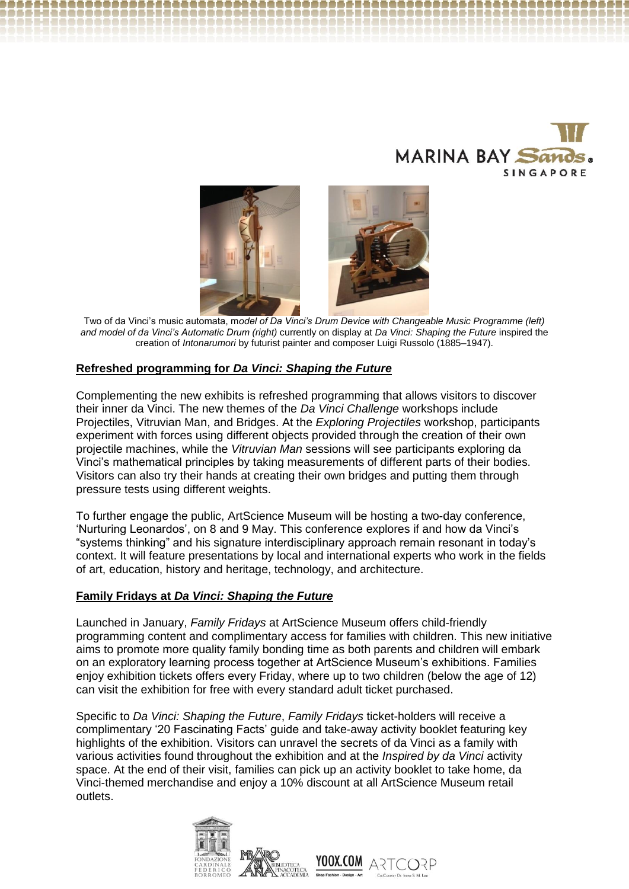Two of da Vinci's music automata, m*odel of Da Vinci's Drum Device with Changeable Music Programme (left) and model of da Vinci's Automatic Drum (right)* currently on display at *Da Vinci: Shaping the Future* inspired the creation of *Intonarumori* by futurist painter and composer Luigi Russolo (1885–1947).

**Refreshed programming for *Da Vinci: Shaping the Future***

Complementing the new exhibits is refreshed programming that allows visitors to discover their inner da Vinci. The new themes of the *Da Vinci Challenge* workshops include Projectiles, Vitruvian Man, and Bridges. At the *Exploring Projectiles* workshop, participants experiment with forces using different objects provided through the creation of their own projectile machines, while the *Vitruvian Man* sessions will see participants exploring da Vinci's mathematical principles by taking measurements of different parts of their bodies. Visitors can also try their hands at creating their own bridges and putting them through pressure tests using different weights.

To further engage the public, ArtScience Museum will be hosting a two-day conference, 'Nurturing Leonardos', on 8 and 9 May. This conference explores if and how da Vinci's "systems thinking" and his signature interdisciplinary approach remain resonant in today's context. It will feature presentations by local and international experts who work in the fields of art, education, history and heritage, technology, and architecture.

**Family Fridays at *Da Vinci: Shaping the Future***

Launched in January, *Family Fridays* at ArtScience Museum offers child-friendly programming content and complimentary access for families with children. This new initiative aims to promote more quality family bonding time as both parents and children will embark on an exploratory learning process together at ArtScience Museum's exhibitions. Families enjoy exhibition tickets offers every Friday, where up to two children (below the age of 12) can visit the exhibition for free with every standard adult ticket purchased.

Specific to *Da Vinci: Shaping the Future*, *Family Fridays* ticket-holders will receive a complimentary '20 Fascinating Facts' guide and take-away activity booklet featuring key highlights of the exhibition. Visitors can unravel the secrets of da Vinci as a family with various activities found throughout the exhibition and at the *Inspired by da Vinci* activity space. At the end of their visit, families can pick up an activity booklet to take home, da Vinci-themed merchandise and enjoy a 10% discount at all ArtScience Museum retail outlets.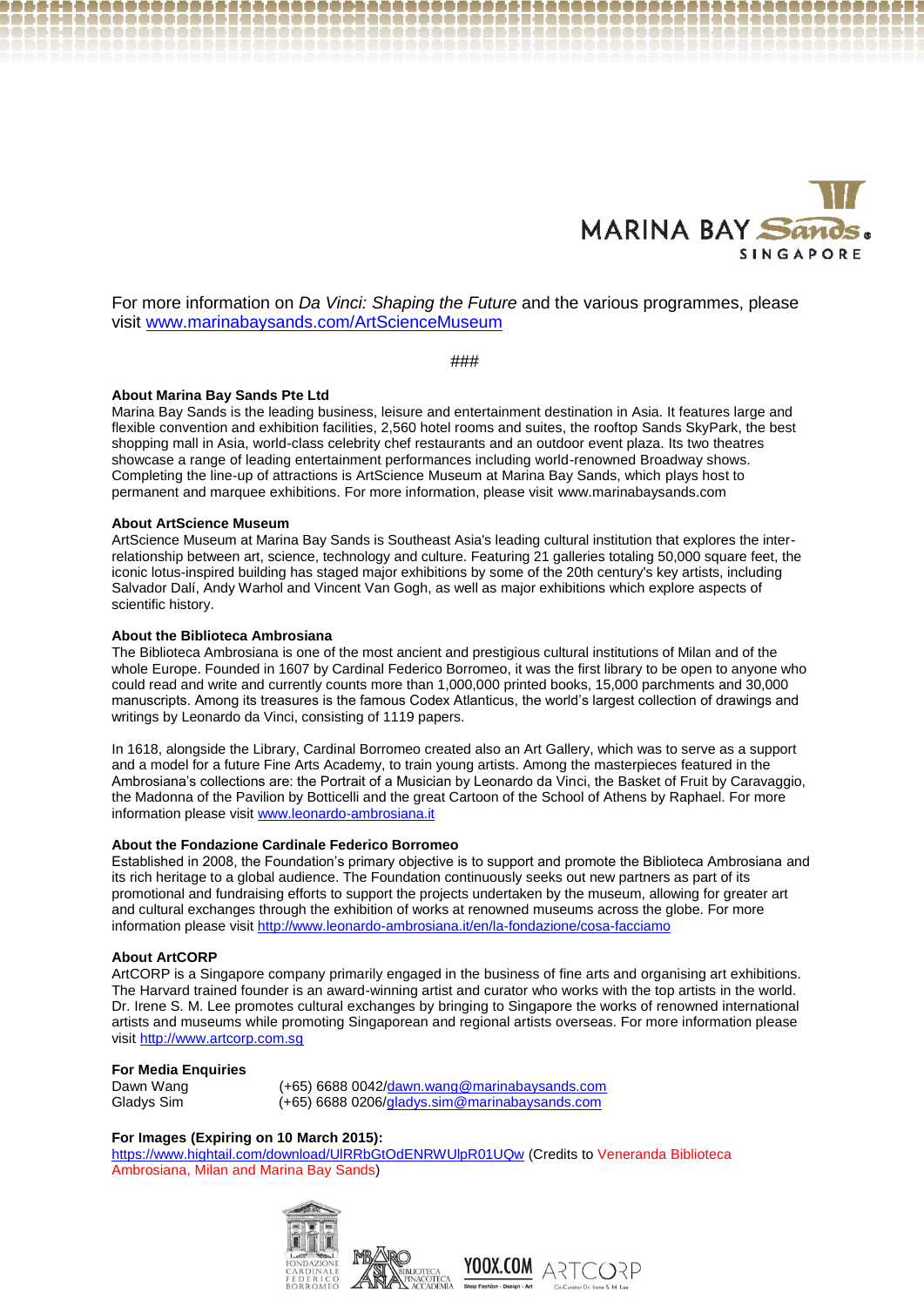For more information on *Da Vinci: Shaping the Future* and the various programmes, please visit www.marinabaysands.com/ArtScienceMuseum

###

**About Marina Bay Sands Pte Ltd**
Marina Bay Sands is the leading business, leisure and entertainment destination in Asia. It features large and flexible convention and exhibition facilities, 2,560 hotel rooms and suites, the rooftop Sands SkyPark, the best shopping mall in Asia, world-class celebrity chef restaurants and an outdoor event plaza. Its two theatres showcase a range of leading entertainment performances including world-renowned Broadway shows. Completing the line-up of attractions is ArtScience Museum at Marina Bay Sands, which plays host to permanent and marquee exhibitions. For more information, please visit www.marinabaysands.com

**About ArtScience Museum**
ArtScience Museum at Marina Bay Sands is Southeast Asia's leading cultural institution that explores the inter-relationship between art, science, technology and culture. Featuring 21 galleries totaling 50,000 square feet, the iconic lotus-inspired building has staged major exhibitions by some of the 20th century's key artists, including Salvador Dalí, Andy Warhol and Vincent Van Gogh, as well as major exhibitions which explore aspects of scientific history.

**About the Biblioteca Ambrosiana**
The Biblioteca Ambrosiana is one of the most ancient and prestigious cultural institutions of Milan and of the whole Europe. Founded in 1607 by Cardinal Federico Borromeo, it was the first library to be open to anyone who could read and write and currently counts more than 1,000,000 printed books, 15,000 parchments and 30,000 manuscripts. Among its treasures is the famous Codex Atlanticus, the world's largest collection of drawings and writings by Leonardo da Vinci, consisting of 1119 papers.

In 1618, alongside the Library, Cardinal Borromeo created also an Art Gallery, which was to serve as a support and a model for a future Fine Arts Academy, to train young artists. Among the masterpieces featured in the Ambrosiana's collections are: the Portrait of a Musician by Leonardo da Vinci, the Basket of Fruit by Caravaggio, the Madonna of the Pavilion by Botticelli and the great Cartoon of the School of Athens by Raphael. For more information please visit www.leonardo-ambrosiana.it

**About the Fondazione Cardinale Federico Borromeo**
Established in 2008, the Foundation's primary objective is to support and promote the Biblioteca Ambrosiana and its rich heritage to a global audience. The Foundation continuously seeks out new partners as part of its promotional and fundraising efforts to support the projects undertaken by the museum, allowing for greater art and cultural exchanges through the exhibition of works at renowned museums across the globe. For more information please visit http://www.leonardo-ambrosiana.it/en/la-fondazione/cosa-facciamo

**About ArtCORP**
ArtCORP is a Singapore company primarily engaged in the business of fine arts and organising art exhibitions. The Harvard trained founder is an award-winning artist and curator who works with the top artists in the world. Dr. Irene S. M. Lee promotes cultural exchanges by bringing to Singapore the works of renowned international artists and museums while promoting Singaporean and regional artists overseas. For more information please visit http://www.artcorp.com.sg

**For Media Enquiries**

| | |
|---|---|
| Dawn Wang | (+65) 6688 0042/dawn.wang@marinabaysands.com |
| Gladys Sim | (+65) 6688 0206/gladys.sim@marinabaysands.com |

**For Images (Expiring on 10 March 2015):**
https://www.hightail.com/download/UlRRbGtOdENRWUlpR01UQw (Credits to Veneranda Biblioteca Ambrosiana, Milan and Marina Bay Sands)